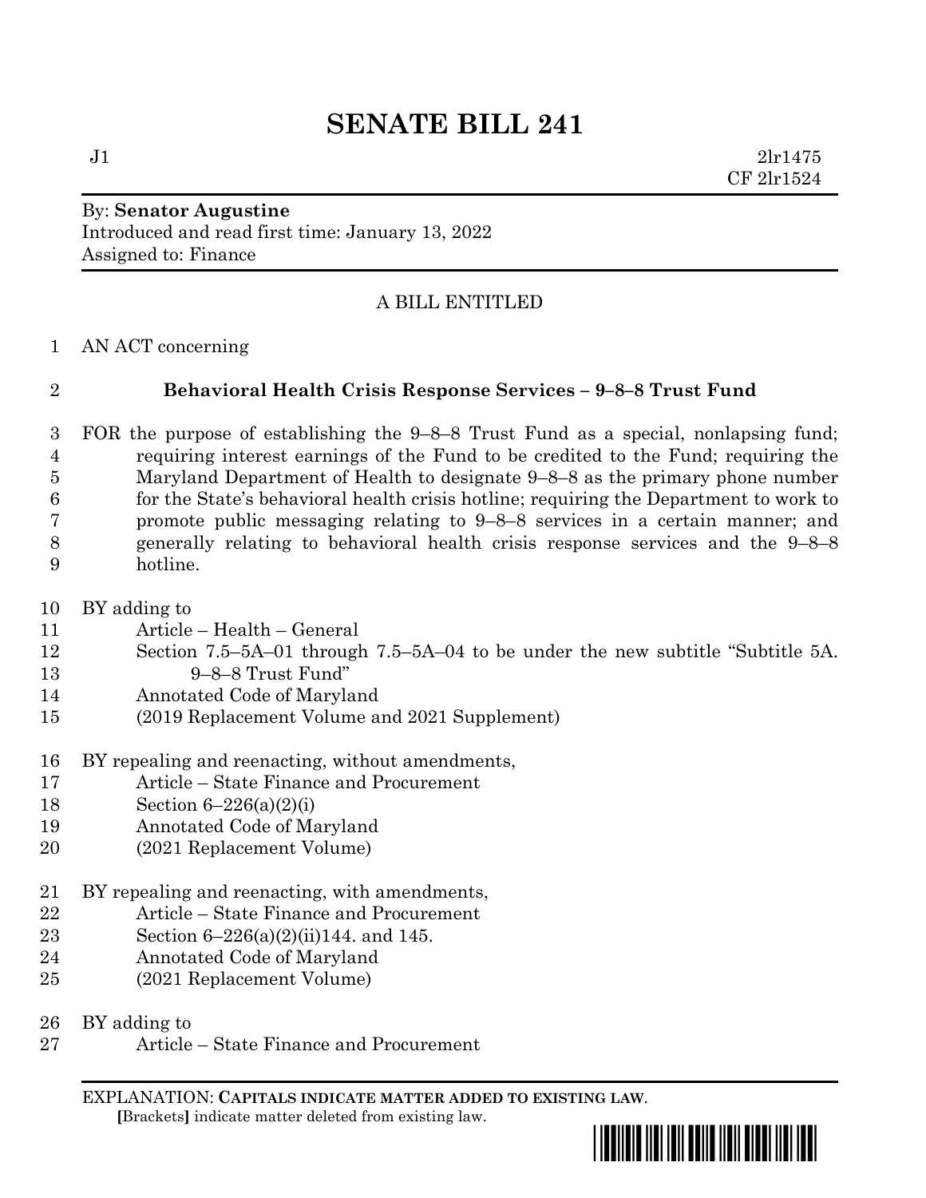# SENATE BILL 241

J1 2lr1475
CF 2lr1524

By: **Senator Augustine**
Introduced and read first time: January 13, 2022
Assigned to: Finance

A BILL ENTITLED

1 AN ACT concerning

2 **Behavioral Health Crisis Response Services – 9–8–8 Trust Fund**

3 FOR the purpose of establishing the 9–8–8 Trust Fund as a special, nonlapsing fund;
4 requiring interest earnings of the Fund to be credited to the Fund; requiring the
5 Maryland Department of Health to designate 9–8–8 as the primary phone number
6 for the State's behavioral health crisis hotline; requiring the Department to work to
7 promote public messaging relating to 9–8–8 services in a certain manner; and
8 generally relating to behavioral health crisis response services and the 9–8–8
9 hotline.

10 BY adding to
11 Article – Health – General
12 Section 7.5–5A–01 through 7.5–5A–04 to be under the new subtitle "Subtitle 5A.
13 9–8–8 Trust Fund"
14 Annotated Code of Maryland
15 (2019 Replacement Volume and 2021 Supplement)

16 BY repealing and reenacting, without amendments,
17 Article – State Finance and Procurement
18 Section 6–226(a)(2)(i)
19 Annotated Code of Maryland
20 (2021 Replacement Volume)

21 BY repealing and reenacting, with amendments,
22 Article – State Finance and Procurement
23 Section 6–226(a)(2)(ii)144. and 145.
24 Annotated Code of Maryland
25 (2021 Replacement Volume)

26 BY adding to
27 Article – State Finance and Procurement

EXPLANATION: **CAPITALS INDICATE MATTER ADDED TO EXISTING LAW**.
**[**Brackets**]** indicate matter deleted from existing law.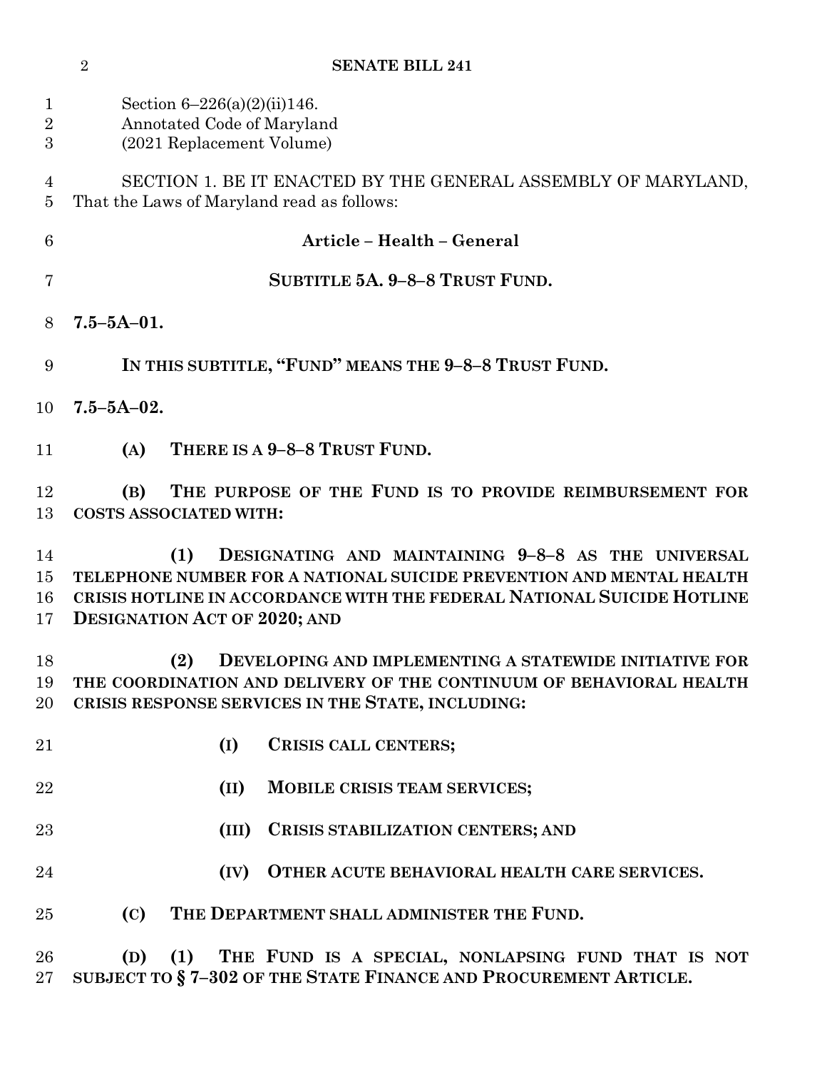Section 6–226(a)(2)(ii)146.
Annotated Code of Maryland
(2021 Replacement Volume)

SECTION 1. BE IT ENACTED BY THE GENERAL ASSEMBLY OF MARYLAND, That the Laws of Maryland read as follows:

**Article – Health – General**

**SUBTITLE 5A. 9–8–8 TRUST FUND.**

**7.5–5A–01.**

**IN THIS SUBTITLE, "FUND" MEANS THE 9–8–8 TRUST FUND.**

**7.5–5A–02.**

**(A) THERE IS A 9–8–8 TRUST FUND.**

**(B) THE PURPOSE OF THE FUND IS TO PROVIDE REIMBURSEMENT FOR COSTS ASSOCIATED WITH:**

**(1) DESIGNATING AND MAINTAINING 9–8–8 AS THE UNIVERSAL TELEPHONE NUMBER FOR A NATIONAL SUICIDE PREVENTION AND MENTAL HEALTH CRISIS HOTLINE IN ACCORDANCE WITH THE FEDERAL NATIONAL SUICIDE HOTLINE DESIGNATION ACT OF 2020; AND**

**(2) DEVELOPING AND IMPLEMENTING A STATEWIDE INITIATIVE FOR THE COORDINATION AND DELIVERY OF THE CONTINUUM OF BEHAVIORAL HEALTH CRISIS RESPONSE SERVICES IN THE STATE, INCLUDING:**

**(I) CRISIS CALL CENTERS;**

**(II) MOBILE CRISIS TEAM SERVICES;**

**(III) CRISIS STABILIZATION CENTERS; AND**

**(IV) OTHER ACUTE BEHAVIORAL HEALTH CARE SERVICES.**

**(C) THE DEPARTMENT SHALL ADMINISTER THE FUND.**

**(D) (1) THE FUND IS A SPECIAL, NONLAPSING FUND THAT IS NOT SUBJECT TO § 7–302 OF THE STATE FINANCE AND PROCUREMENT ARTICLE.**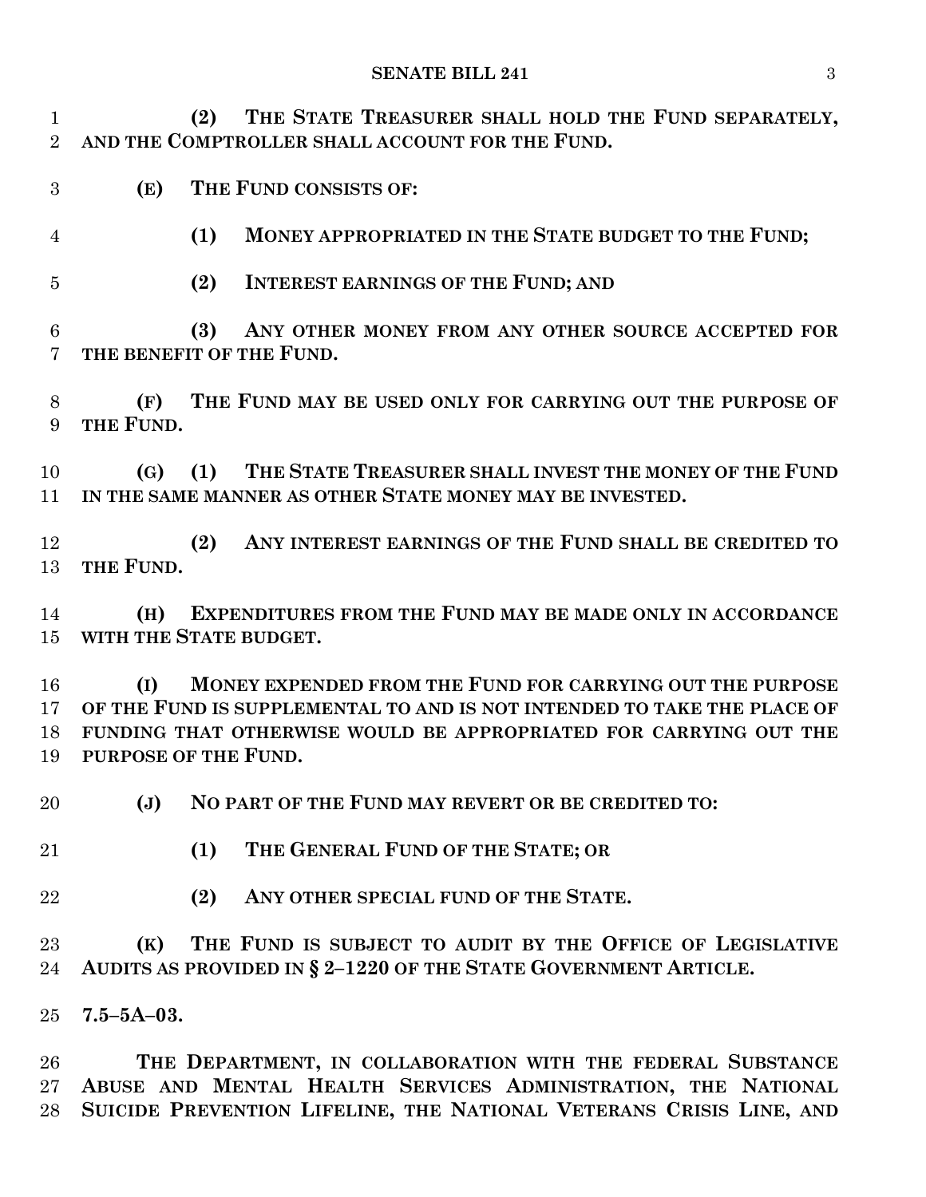**(2) THE STATE TREASURER SHALL HOLD THE FUND SEPARATELY, AND THE COMPTROLLER SHALL ACCOUNT FOR THE FUND.**

**(E) THE FUND CONSISTS OF:**

**(1) MONEY APPROPRIATED IN THE STATE BUDGET TO THE FUND;**

**(2) INTEREST EARNINGS OF THE FUND; AND**

**(3) ANY OTHER MONEY FROM ANY OTHER SOURCE ACCEPTED FOR THE BENEFIT OF THE FUND.**

**(F) THE FUND MAY BE USED ONLY FOR CARRYING OUT THE PURPOSE OF THE FUND.**

**(G) (1) THE STATE TREASURER SHALL INVEST THE MONEY OF THE FUND IN THE SAME MANNER AS OTHER STATE MONEY MAY BE INVESTED.**

**(2) ANY INTEREST EARNINGS OF THE FUND SHALL BE CREDITED TO THE FUND.**

**(H) EXPENDITURES FROM THE FUND MAY BE MADE ONLY IN ACCORDANCE WITH THE STATE BUDGET.**

**(I) MONEY EXPENDED FROM THE FUND FOR CARRYING OUT THE PURPOSE OF THE FUND IS SUPPLEMENTAL TO AND IS NOT INTENDED TO TAKE THE PLACE OF FUNDING THAT OTHERWISE WOULD BE APPROPRIATED FOR CARRYING OUT THE PURPOSE OF THE FUND.**

**(J) NO PART OF THE FUND MAY REVERT OR BE CREDITED TO:**

**(1) THE GENERAL FUND OF THE STATE; OR**

**(2) ANY OTHER SPECIAL FUND OF THE STATE.**

**(K) THE FUND IS SUBJECT TO AUDIT BY THE OFFICE OF LEGISLATIVE AUDITS AS PROVIDED IN § 2–1220 OF THE STATE GOVERNMENT ARTICLE.**

**7.5–5A–03.**

**THE DEPARTMENT, IN COLLABORATION WITH THE FEDERAL SUBSTANCE ABUSE AND MENTAL HEALTH SERVICES ADMINISTRATION, THE NATIONAL SUICIDE PREVENTION LIFELINE, THE NATIONAL VETERANS CRISIS LINE, AND**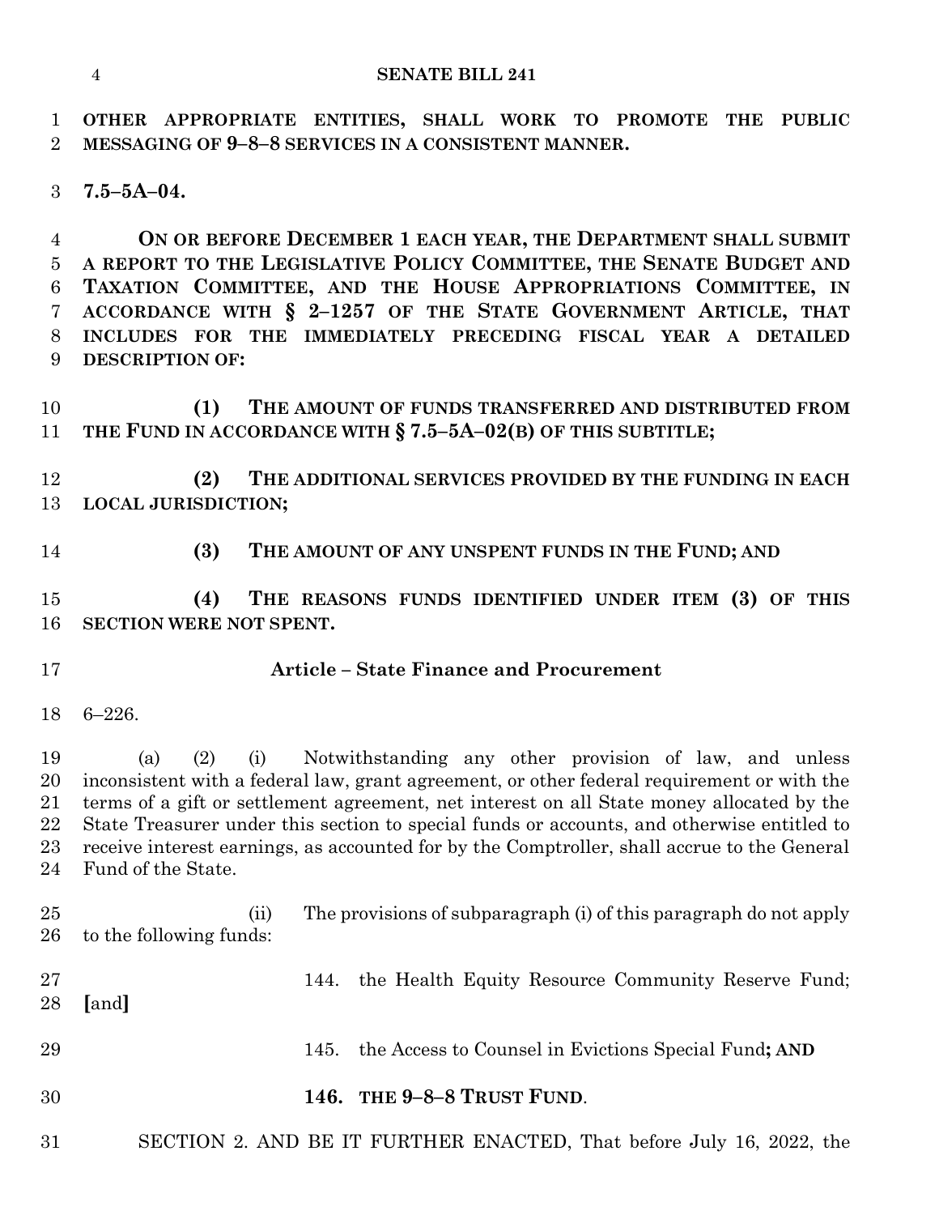**OTHER APPROPRIATE ENTITIES, SHALL WORK TO PROMOTE THE PUBLIC MESSAGING OF 9–8–8 SERVICES IN A CONSISTENT MANNER.**

**7.5–5A–04.**

**ON OR BEFORE DECEMBER 1 EACH YEAR, THE DEPARTMENT SHALL SUBMIT A REPORT TO THE LEGISLATIVE POLICY COMMITTEE, THE SENATE BUDGET AND TAXATION COMMITTEE, AND THE HOUSE APPROPRIATIONS COMMITTEE, IN ACCORDANCE WITH § 2–1257 OF THE STATE GOVERNMENT ARTICLE, THAT INCLUDES FOR THE IMMEDIATELY PRECEDING FISCAL YEAR A DETAILED DESCRIPTION OF:**

**(1) THE AMOUNT OF FUNDS TRANSFERRED AND DISTRIBUTED FROM THE FUND IN ACCORDANCE WITH § 7.5–5A–02(B) OF THIS SUBTITLE;**

**(2) THE ADDITIONAL SERVICES PROVIDED BY THE FUNDING IN EACH LOCAL JURISDICTION;**

**(3) THE AMOUNT OF ANY UNSPENT FUNDS IN THE FUND; AND**

**(4) THE REASONS FUNDS IDENTIFIED UNDER ITEM (3) OF THIS SECTION WERE NOT SPENT.**

**Article – State Finance and Procurement**

6–226.

(a) (2) (i) Notwithstanding any other provision of law, and unless inconsistent with a federal law, grant agreement, or other federal requirement or with the terms of a gift or settlement agreement, net interest on all State money allocated by the State Treasurer under this section to special funds or accounts, and otherwise entitled to receive interest earnings, as accounted for by the Comptroller, shall accrue to the General Fund of the State.

(ii) The provisions of subparagraph (i) of this paragraph do not apply to the following funds:

144. the Health Equity Resource Community Reserve Fund; **[**and**]**

145. the Access to Counsel in Evictions Special Fund**; AND**

**146. THE 9–8–8 TRUST FUND**.

SECTION 2. AND BE IT FURTHER ENACTED, That before July 16, 2022, the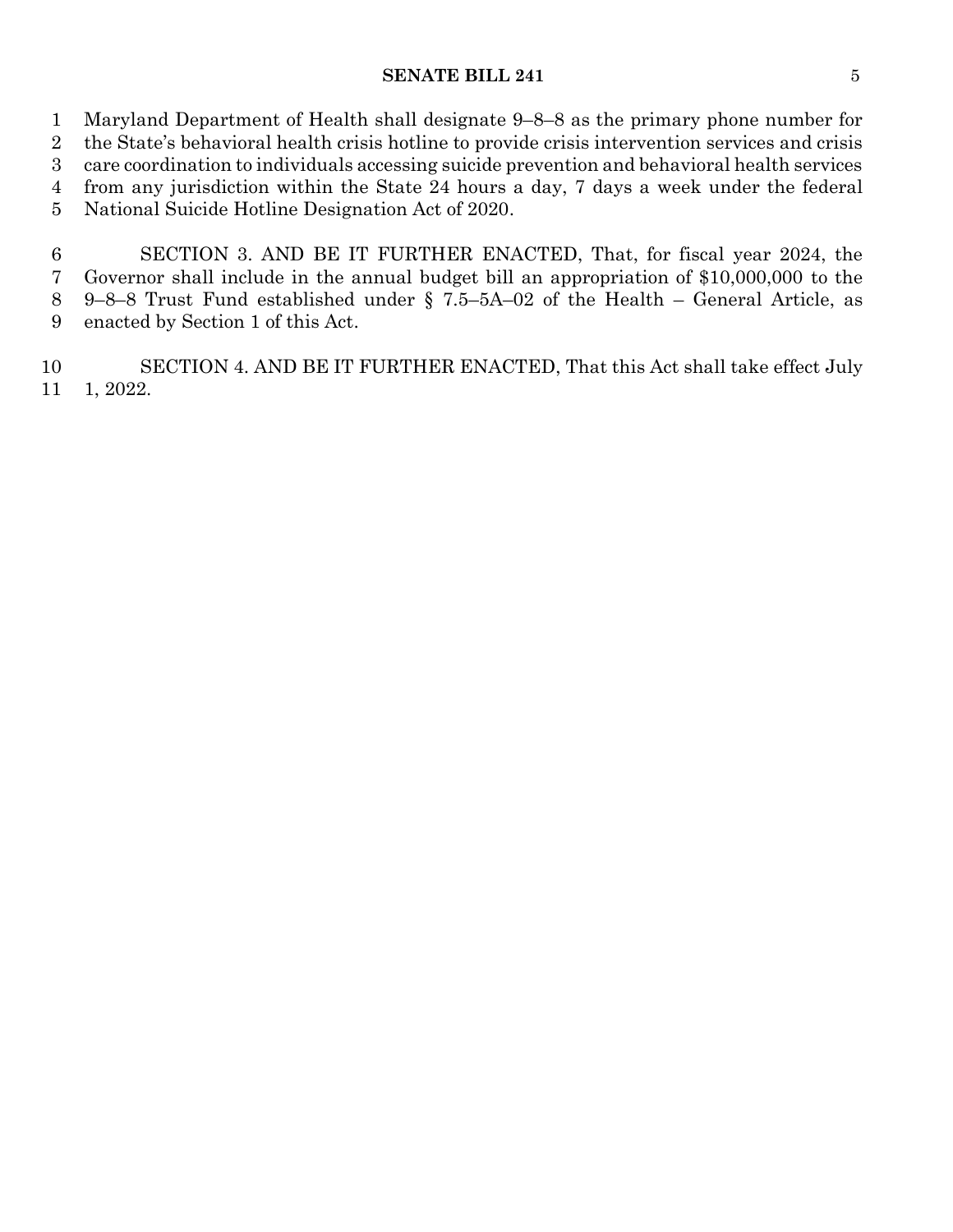Maryland Department of Health shall designate 9–8–8 as the primary phone number for the State's behavioral health crisis hotline to provide crisis intervention services and crisis care coordination to individuals accessing suicide prevention and behavioral health services from any jurisdiction within the State 24 hours a day, 7 days a week under the federal National Suicide Hotline Designation Act of 2020.

SECTION 3. AND BE IT FURTHER ENACTED, That, for fiscal year 2024, the Governor shall include in the annual budget bill an appropriation of $10,000,000 to the 9–8–8 Trust Fund established under § 7.5–5A–02 of the Health – General Article, as enacted by Section 1 of this Act.

SECTION 4. AND BE IT FURTHER ENACTED, That this Act shall take effect July 1, 2022.